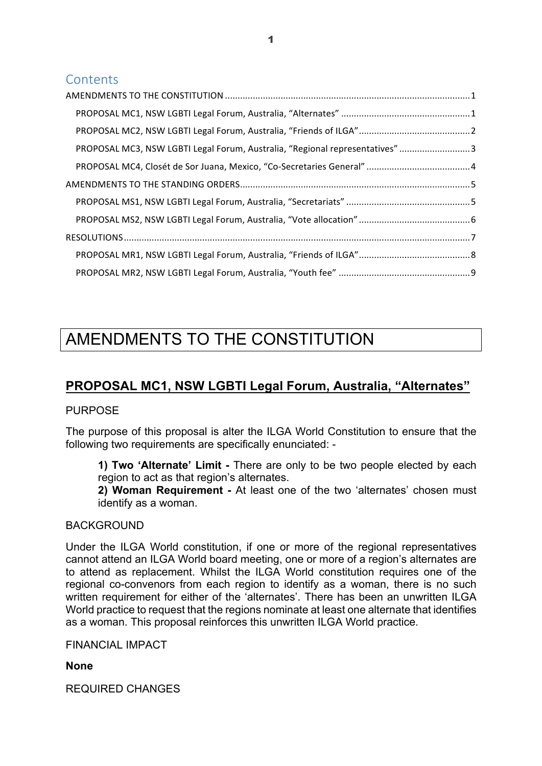# Contents

AMENDMENTS TO THE CONSTITUTION ........................................................................................... 1

- PROPOSAL MC1, NSW LGBTI Legal Forum, Australia, “Alternates” ............................................. 1
- PROPOSAL MC2, NSW LGBTI Legal Forum, Australia, “Friends of ILGA” ..................................... 2
- PROPOSAL MC3, NSW LGBTI Legal Forum, Australia, “Regional representatives” ....................... 3
- PROPOSAL MC4, Closét de Sor Juana, Mexico, “Co-Secretaries General” ................................... 4

AMENDMENTS TO THE STANDING ORDERS ....................................................................................... 5

- PROPOSAL MS1, NSW LGBTI Legal Forum, Australia, “Secretariats” .......................................... 5
- PROPOSAL MS2, NSW LGBTI Legal Forum, Australia, “Vote allocation” ...................................... 6

RESOLUTIONS ....................................................................................................................... 7

- PROPOSAL MR1, NSW LGBTI Legal Forum, Australia, “Friends of ILGA” ..................................... 8
- PROPOSAL MR2, NSW LGBTI Legal Forum, Australia, “Youth fee” ............................................. 9

# AMENDMENTS TO THE CONSTITUTION

## PROPOSAL MC1, NSW LGBTI Legal Forum, Australia, “Alternates”

PURPOSE

The purpose of this proposal is alter the ILGA World Constitution to ensure that the following two requirements are specifically enunciated: -

> **1) Two ‘Alternate’ Limit -** There are only to be two people elected by each region to act as that region’s alternates.
> **2) Woman Requirement -** At least one of the two ‘alternates’ chosen must identify as a woman.

BACKGROUND

Under the ILGA World constitution, if one or more of the regional representatives cannot attend an ILGA World board meeting, one or more of a region’s alternates are to attend as replacement. Whilst the ILGA World constitution requires one of the regional co-convenors from each region to identify as a woman, there is no such written requirement for either of the ‘alternates’. There has been an unwritten ILGA World practice to request that the regions nominate at least one alternate that identifies as a woman. This proposal reinforces this unwritten ILGA World practice.

FINANCIAL IMPACT

**None**

REQUIRED CHANGES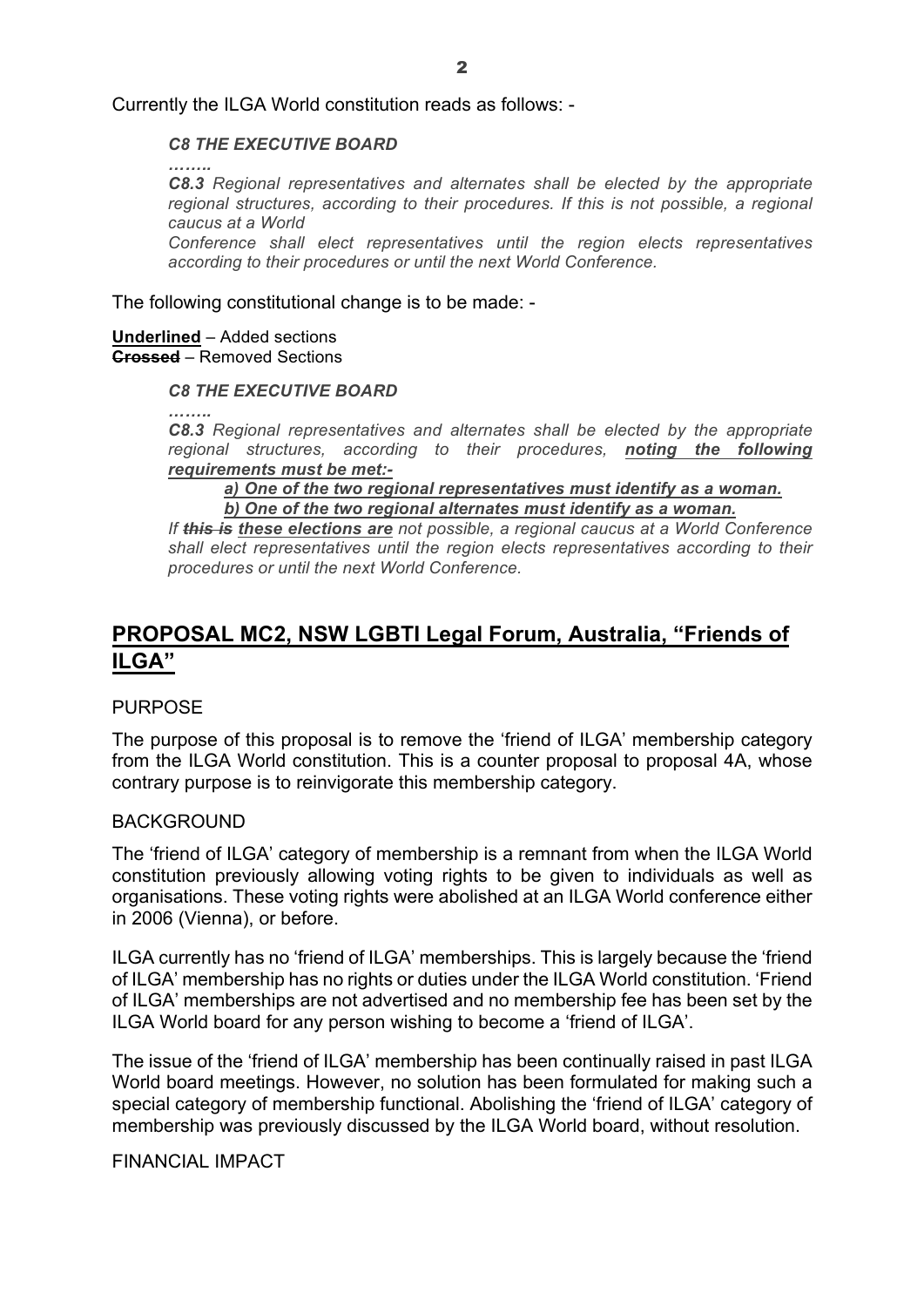Currently the ILGA World constitution reads as follows: -

> ***C8 THE EXECUTIVE BOARD***
>
> ***……..***
>
> ***C8.3*** *Regional representatives and alternates shall be elected by the appropriate regional structures, according to their procedures. If this is not possible, a regional caucus at a World*
>
> *Conference shall elect representatives until the region elects representatives according to their procedures or until the next World Conference.*

The following constitutional change is to be made: -

**<u>Underlined</u>** – Added sections
**~~Crossed~~** – Removed Sections

> ***C8 THE EXECUTIVE BOARD***
>
> ***……..***
>
> ***C8.3*** *Regional representatives and alternates shall be elected by the appropriate regional structures, according to their procedures,* ***<u>noting the following requirements must be met:-</u>***
>
> > ***<u>a) One of the two regional representatives must identify as a woman.</u>***
> >
> > ***<u>b) One of the two regional alternates must identify as a woman.</u>***
>
> *If* ***~~this is~~*** ***<u>these elections are</u>*** *not possible, a regional caucus at a World Conference shall elect representatives until the region elects representatives according to their procedures or until the next World Conference.*

## PROPOSAL MC2, NSW LGBTI Legal Forum, Australia, "Friends of ILGA"

PURPOSE

The purpose of this proposal is to remove the 'friend of ILGA' membership category from the ILGA World constitution. This is a counter proposal to proposal 4A, whose contrary purpose is to reinvigorate this membership category.

BACKGROUND

The 'friend of ILGA' category of membership is a remnant from when the ILGA World constitution previously allowing voting rights to be given to individuals as well as organisations. These voting rights were abolished at an ILGA World conference either in 2006 (Vienna), or before.

ILGA currently has no 'friend of ILGA' memberships. This is largely because the 'friend of ILGA' membership has no rights or duties under the ILGA World constitution. 'Friend of ILGA' memberships are not advertised and no membership fee has been set by the ILGA World board for any person wishing to become a 'friend of ILGA'.

The issue of the 'friend of ILGA' membership has been continually raised in past ILGA World board meetings. However, no solution has been formulated for making such a special category of membership functional. Abolishing the 'friend of ILGA' category of membership was previously discussed by the ILGA World board, without resolution.

FINANCIAL IMPACT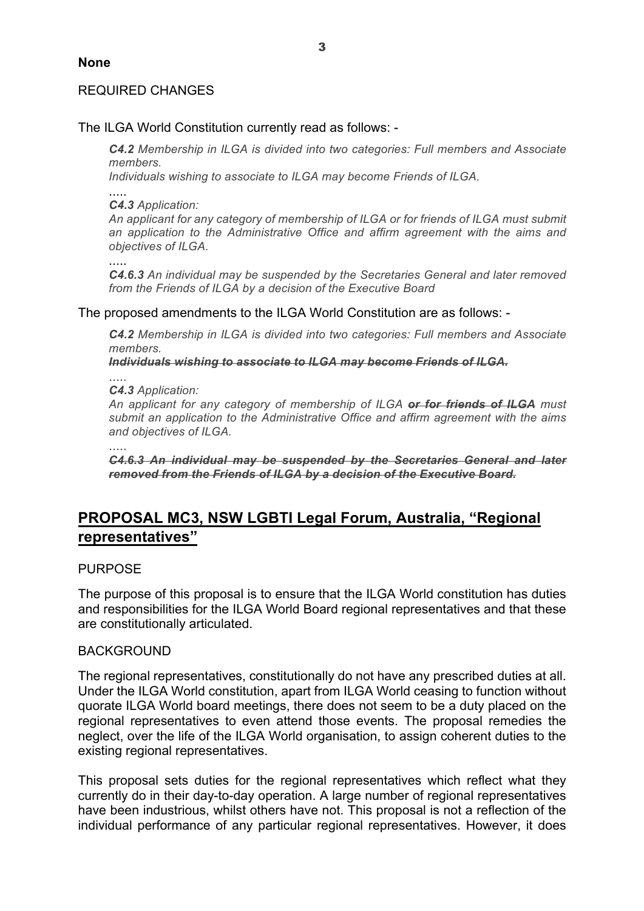**None**

REQUIRED CHANGES

The ILGA World Constitution currently read as follows: -

> ***C4.2*** *Membership in ILGA is divided into two categories: Full members and Associate members.*
> *Individuals wishing to associate to ILGA may become Friends of ILGA.*
>
> .....
>
> ***C4.3*** *Application:*
> *An applicant for any category of membership of ILGA or for friends of ILGA must submit an application to the Administrative Office and affirm agreement with the aims and objectives of ILGA.*
>
> .....
>
> ***C4.6.3*** *An individual may be suspended by the Secretaries General and later removed from the Friends of ILGA by a decision of the Executive Board*

The proposed amendments to the ILGA World Constitution are as follows: -

> ***C4.2*** *Membership in ILGA is divided into two categories: Full members and Associate members.*
> ~~***Individuals wishing to associate to ILGA may become Friends of ILGA.***~~
>
> .....
>
> ***C4.3*** *Application:*
> *An applicant for any category of membership of ILGA* ~~***or for friends of ILGA***~~ *must submit an application to the Administrative Office and affirm agreement with the aims and objectives of ILGA.*
>
> .....
>
> ~~***C4.6.3 An individual may be suspended by the Secretaries General and later removed from the Friends of ILGA by a decision of the Executive Board.***~~

## PROPOSAL MC3, NSW LGBTI Legal Forum, Australia, "Regional representatives"

PURPOSE

The purpose of this proposal is to ensure that the ILGA World constitution has duties and responsibilities for the ILGA World Board regional representatives and that these are constitutionally articulated.

BACKGROUND

The regional representatives, constitutionally do not have any prescribed duties at all. Under the ILGA World constitution, apart from ILGA World ceasing to function without quorate ILGA World board meetings, there does not seem to be a duty placed on the regional representatives to even attend those events. The proposal remedies the neglect, over the life of the ILGA World organisation, to assign coherent duties to the existing regional representatives.

This proposal sets duties for the regional representatives which reflect what they currently do in their day-to-day operation. A large number of regional representatives have been industrious, whilst others have not. This proposal is not a reflection of the individual performance of any particular regional representatives. However, it does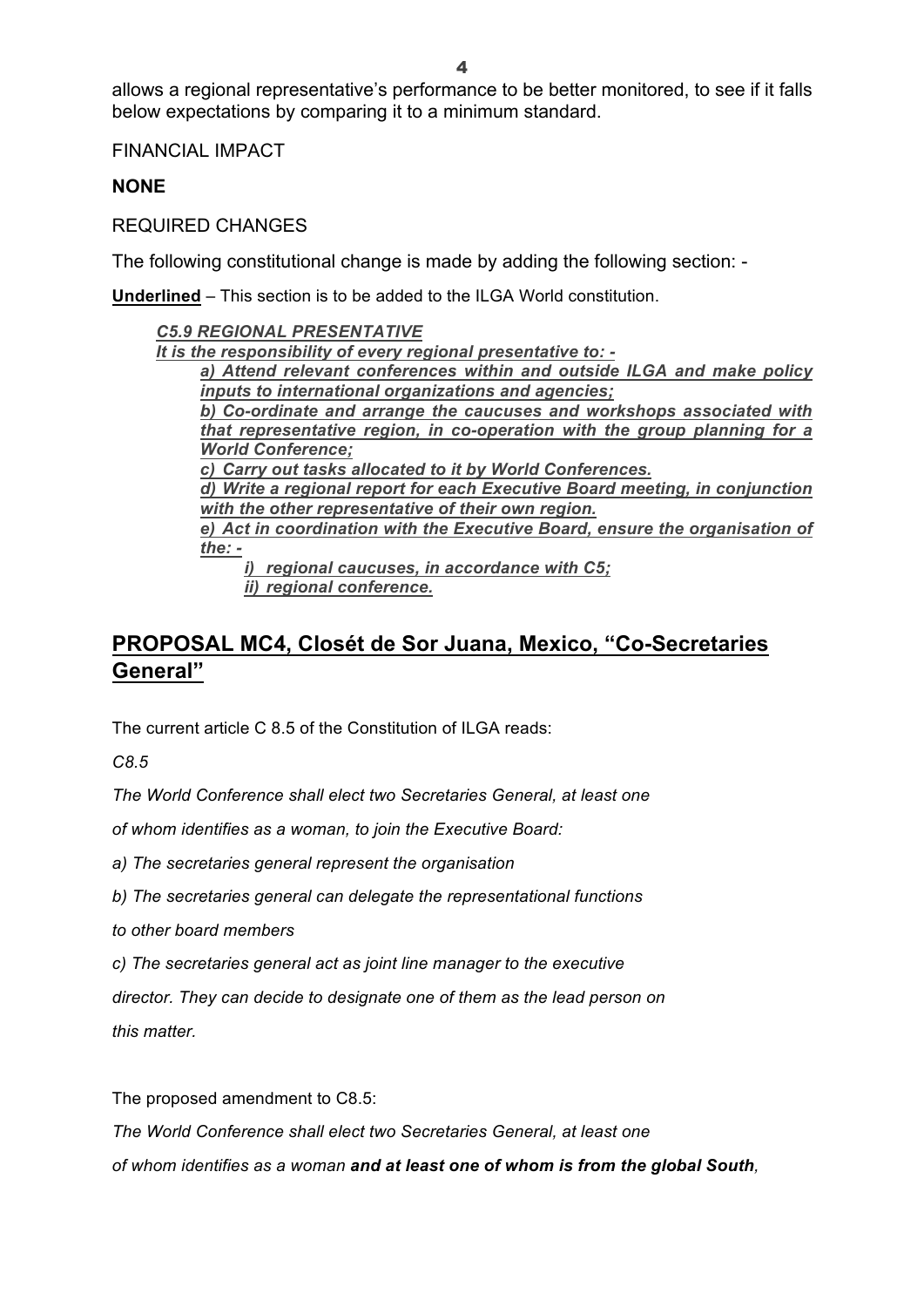allows a regional representative's performance to be better monitored, to see if it falls below expectations by comparing it to a minimum standard.

FINANCIAL IMPACT

**NONE**

REQUIRED CHANGES

The following constitutional change is made by adding the following section: -

**Underlined** – This section is to be added to the ILGA World constitution.

> ***C5.9 REGIONAL PRESENTATIVE***
>
> ***It is the responsibility of every regional presentative to: -***
>
> > ***a) Attend relevant conferences within and outside ILGA and make policy inputs to international organizations and agencies;***
> >
> > ***b) Co-ordinate and arrange the caucuses and workshops associated with that representative region, in co-operation with the group planning for a World Conference;***
> >
> > ***c) Carry out tasks allocated to it by World Conferences.***
> >
> > ***d) Write a regional report for each Executive Board meeting, in conjunction with the other representative of their own region.***
> >
> > ***e) Act in coordination with the Executive Board, ensure the organisation of the: -***
> >
> > > ***i) regional caucuses, in accordance with C5;***
> > >
> > > ***ii) regional conference.***

## PROPOSAL MC4, Closét de Sor Juana, Mexico, "Co-Secretaries General"

The current article C 8.5 of the Constitution of ILGA reads:

*C8.5*

*The World Conference shall elect two Secretaries General, at least one*

*of whom identifies as a woman, to join the Executive Board:*

*a) The secretaries general represent the organisation*

*b) The secretaries general can delegate the representational functions*

*to other board members*

*c) The secretaries general act as joint line manager to the executive*

*director. They can decide to designate one of them as the lead person on*

*this matter.*

The proposed amendment to C8.5:

*The World Conference shall elect two Secretaries General, at least one*

*of whom identifies as a woman* ***and at least one of whom is from the global South,***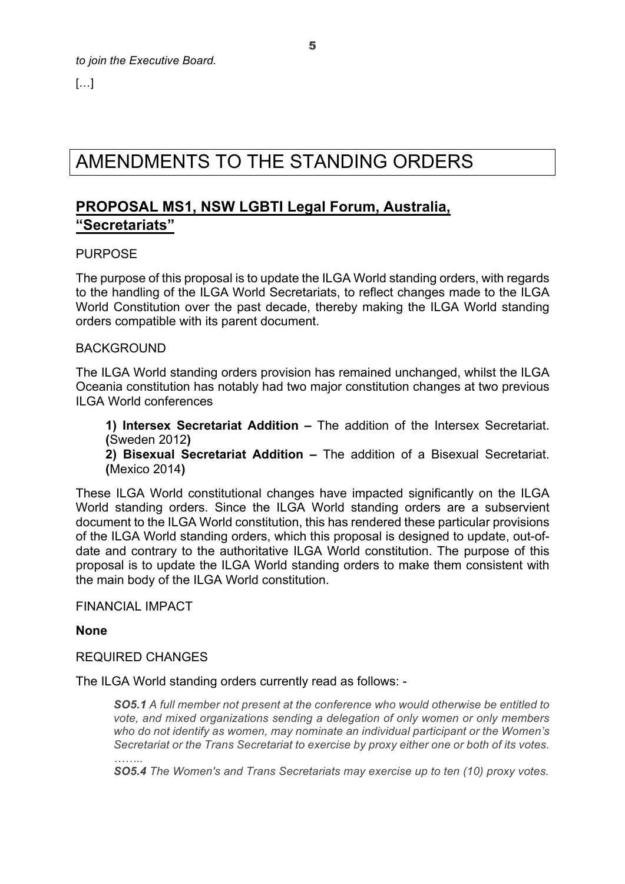*to join the Executive Board.*

[…]

# AMENDMENTS TO THE STANDING ORDERS

## PROPOSAL MS1, NSW LGBTI Legal Forum, Australia, "Secretariats"

PURPOSE

The purpose of this proposal is to update the ILGA World standing orders, with regards to the handling of the ILGA World Secretariats, to reflect changes made to the ILGA World Constitution over the past decade, thereby making the ILGA World standing orders compatible with its parent document.

BACKGROUND

The ILGA World standing orders provision has remained unchanged, whilst the ILGA Oceania constitution has notably had two major constitution changes at two previous ILGA World conferences

> **1) Intersex Secretariat Addition –** The addition of the Intersex Secretariat. **(**Sweden 2012**)**
>
> **2) Bisexual Secretariat Addition –** The addition of a Bisexual Secretariat. **(**Mexico 2014**)**

These ILGA World constitutional changes have impacted significantly on the ILGA World standing orders. Since the ILGA World standing orders are a subservient document to the ILGA World constitution, this has rendered these particular provisions of the ILGA World standing orders, which this proposal is designed to update, out-of-date and contrary to the authoritative ILGA World constitution. The purpose of this proposal is to update the ILGA World standing orders to make them consistent with the main body of the ILGA World constitution.

FINANCIAL IMPACT

**None**

REQUIRED CHANGES

The ILGA World standing orders currently read as follows: -

> ***SO5.1*** *A full member not present at the conference who would otherwise be entitled to vote, and mixed organizations sending a delegation of only women or only members who do not identify as women, may nominate an individual participant or the Women's Secretariat or the Trans Secretariat to exercise by proxy either one or both of its votes.*
>
> *……..*
>
> ***SO5.4*** *The Women's and Trans Secretariats may exercise up to ten (10) proxy votes.*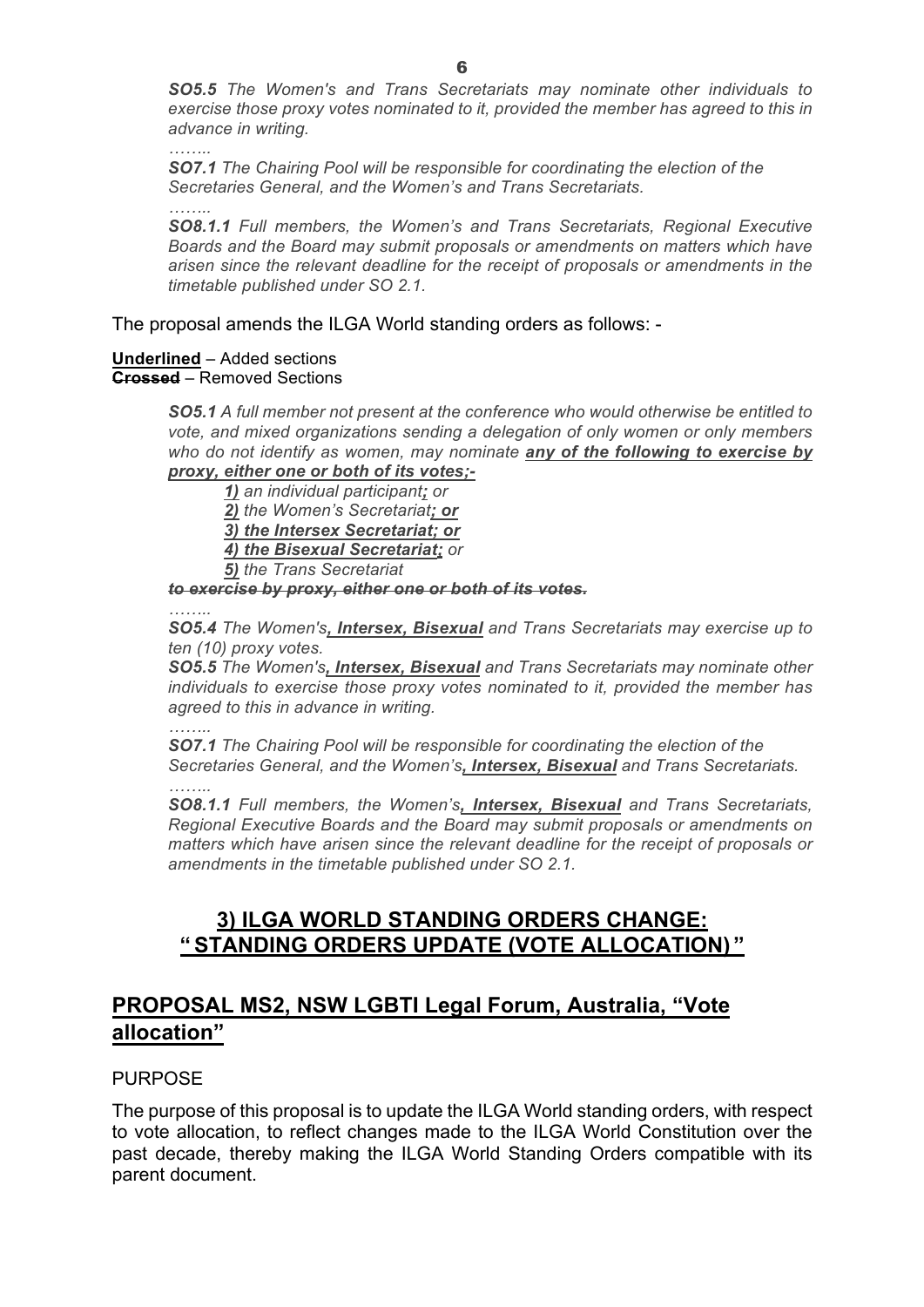***SO5.5** The Women's and Trans Secretariats may nominate other individuals to exercise those proxy votes nominated to it, provided the member has agreed to this in advance in writing.*

*……..*

***SO7.1** The Chairing Pool will be responsible for coordinating the election of the Secretaries General, and the Women's and Trans Secretariats.*

*……..*

***SO8.1.1** Full members, the Women's and Trans Secretariats, Regional Executive Boards and the Board may submit proposals or amendments on matters which have arisen since the relevant deadline for the receipt of proposals or amendments in the timetable published under SO 2.1.*

The proposal amends the ILGA World standing orders as follows: -

<u>**Underlined**</u> – Added sections
~~**Crossed**~~ – Removed Sections

> ***SO5.1** A full member not present at the conference who would otherwise be entitled to vote, and mixed organizations sending a delegation of only women or only members who do not identify as women, may nominate <u>**any of the following to exercise by proxy, either one or both of its votes;-**</u>*
>
> *<u>**1)**</u> an individual participant<u>**;**</u> or*
>
> *<u>**2)**</u> the Women's Secretariat<u>**; or**</u>*
>
> *<u>**3) the Intersex Secretariat; or**</u>*
>
> *<u>**4) the Bisexual Secretariat;**</u> or*
>
> *<u>**5)**</u> the Trans Secretariat*
>
> ~~***to exercise by proxy, either one or both of its votes.***~~
>
> *……..*
>
> ***SO5.4** The Women's<u>**, Intersex, Bisexual**</u> and Trans Secretariats may exercise up to ten (10) proxy votes.*
>
> ***SO5.5** The Women's<u>**, Intersex, Bisexual**</u> and Trans Secretariats may nominate other individuals to exercise those proxy votes nominated to it, provided the member has agreed to this in advance in writing.*
>
> *……..*
>
> ***SO7.1** The Chairing Pool will be responsible for coordinating the election of the Secretaries General, and the Women's<u>**, Intersex, Bisexual**</u> and Trans Secretariats.*
>
> *……..*
>
> ***SO8.1.1** Full members, the Women's<u>**, Intersex, Bisexual**</u> and Trans Secretariats, Regional Executive Boards and the Board may submit proposals or amendments on matters which have arisen since the relevant deadline for the receipt of proposals or amendments in the timetable published under SO 2.1.*

## <u>3) ILGA WORLD STANDING ORDERS CHANGE: " STANDING ORDERS UPDATE (VOTE ALLOCATION) "</u>

## <u>PROPOSAL MS2, NSW LGBTI Legal Forum, Australia, "Vote allocation"</u>

PURPOSE

The purpose of this proposal is to update the ILGA World standing orders, with respect to vote allocation, to reflect changes made to the ILGA World Constitution over the past decade, thereby making the ILGA World Standing Orders compatible with its parent document.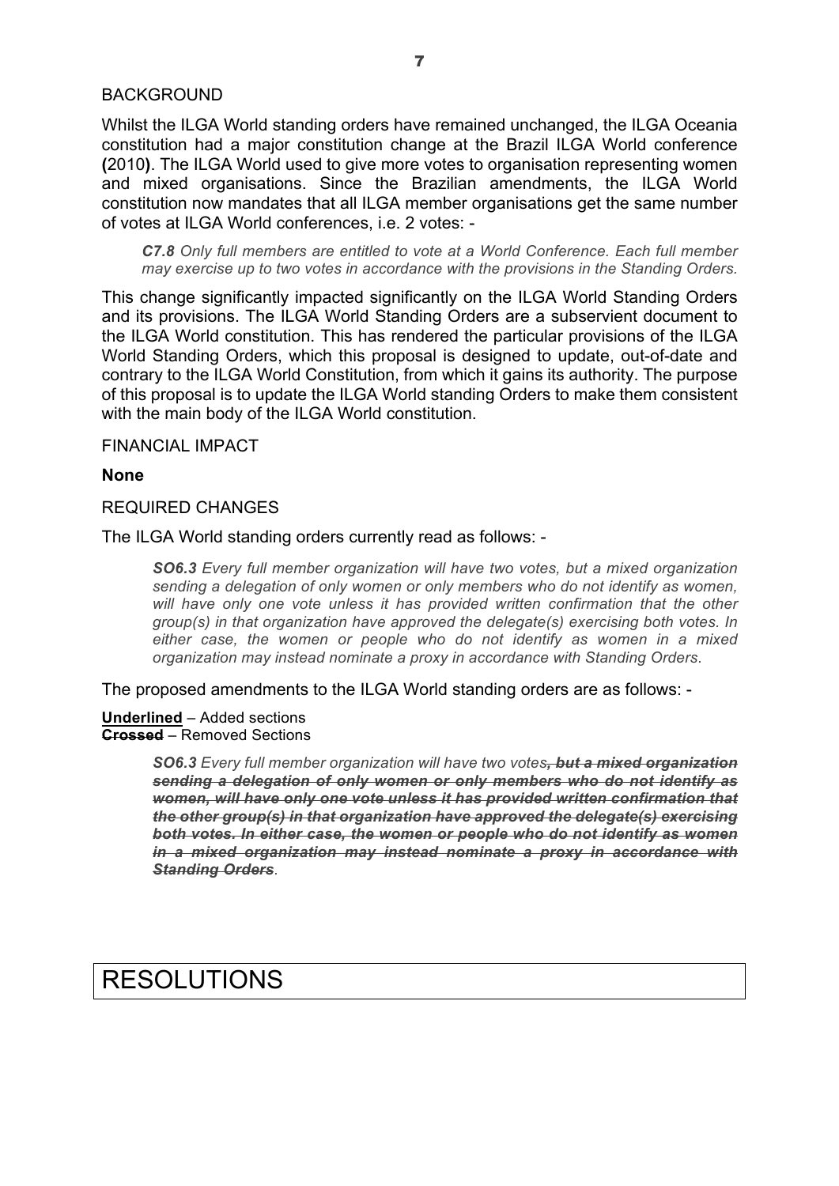BACKGROUND

Whilst the ILGA World standing orders have remained unchanged, the ILGA Oceania constitution had a major constitution change at the Brazil ILGA World conference **(**2010**)**. The ILGA World used to give more votes to organisation representing women and mixed organisations. Since the Brazilian amendments, the ILGA World constitution now mandates that all ILGA member organisations get the same number of votes at ILGA World conferences, i.e. 2 votes: -

> ***C7.8*** *Only full members are entitled to vote at a World Conference. Each full member may exercise up to two votes in accordance with the provisions in the Standing Orders.*

This change significantly impacted significantly on the ILGA World Standing Orders and its provisions. The ILGA World Standing Orders are a subservient document to the ILGA World constitution. This has rendered the particular provisions of the ILGA World Standing Orders, which this proposal is designed to update, out-of-date and contrary to the ILGA World Constitution, from which it gains its authority. The purpose of this proposal is to update the ILGA World standing Orders to make them consistent with the main body of the ILGA World constitution.

FINANCIAL IMPACT

**None**

REQUIRED CHANGES

The ILGA World standing orders currently read as follows: -

> ***SO6.3*** *Every full member organization will have two votes, but a mixed organization sending a delegation of only women or only members who do not identify as women, will have only one vote unless it has provided written confirmation that the other group(s) in that organization have approved the delegate(s) exercising both votes. In either case, the women or people who do not identify as women in a mixed organization may instead nominate a proxy in accordance with Standing Orders.*

The proposed amendments to the ILGA World standing orders are as follows: -

<u>**Underlined**</u> – Added sections
~~**Crossed**~~ – Removed Sections

> ***SO6.3*** *Every full member organization will have two votes~~**, but a mixed organization sending a delegation of only women or only members who do not identify as women, will have only one vote unless it has provided written confirmation that the other group(s) in that organization have approved the delegate(s) exercising both votes. In either case, the women or people who do not identify as women in a mixed organization may instead nominate a proxy in accordance with Standing Orders**~~.*

# RESOLUTIONS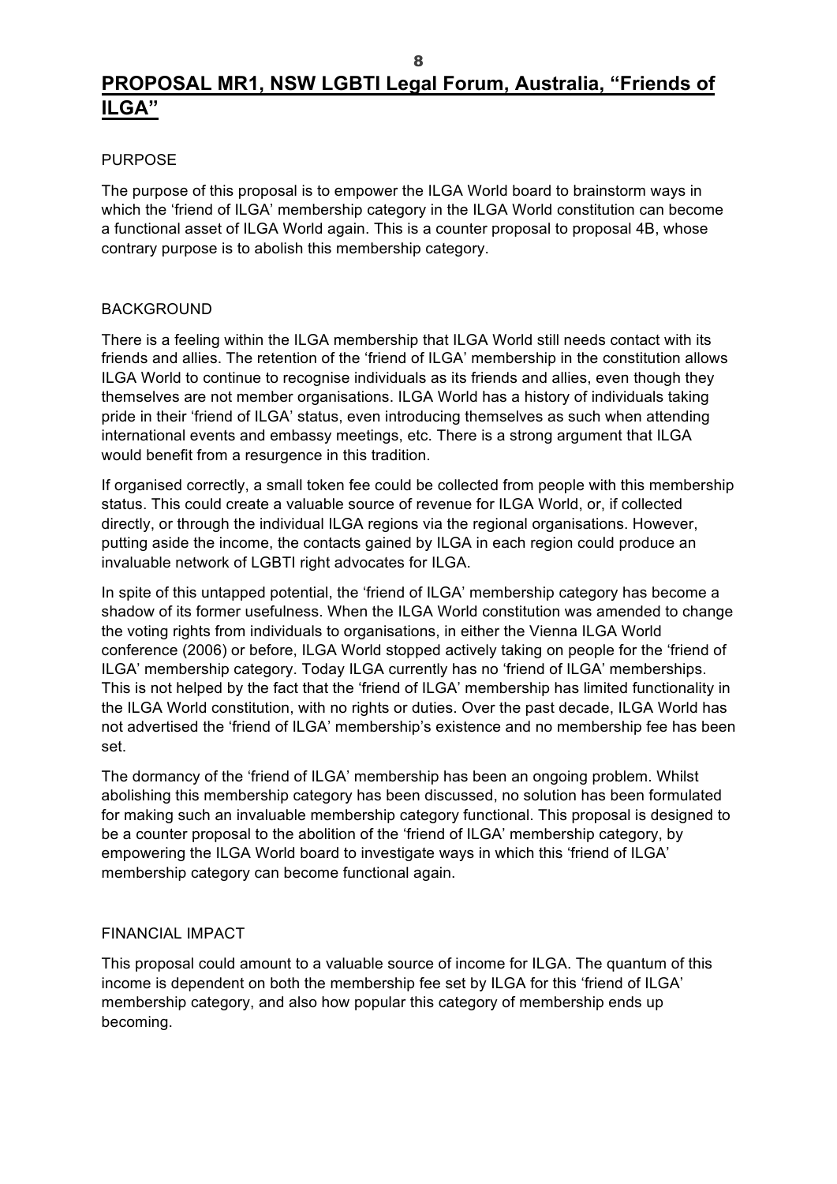## PROPOSAL MR1, NSW LGBTI Legal Forum, Australia, “Friends of ILGA”

PURPOSE

The purpose of this proposal is to empower the ILGA World board to brainstorm ways in which the ‘friend of ILGA’ membership category in the ILGA World constitution can become a functional asset of ILGA World again. This is a counter proposal to proposal 4B, whose contrary purpose is to abolish this membership category.

BACKGROUND

There is a feeling within the ILGA membership that ILGA World still needs contact with its friends and allies. The retention of the ‘friend of ILGA’ membership in the constitution allows ILGA World to continue to recognise individuals as its friends and allies, even though they themselves are not member organisations. ILGA World has a history of individuals taking pride in their ‘friend of ILGA’ status, even introducing themselves as such when attending international events and embassy meetings, etc. There is a strong argument that ILGA would benefit from a resurgence in this tradition.

If organised correctly, a small token fee could be collected from people with this membership status. This could create a valuable source of revenue for ILGA World, or, if collected directly, or through the individual ILGA regions via the regional organisations. However, putting aside the income, the contacts gained by ILGA in each region could produce an invaluable network of LGBTI right advocates for ILGA.

In spite of this untapped potential, the ‘friend of ILGA’ membership category has become a shadow of its former usefulness. When the ILGA World constitution was amended to change the voting rights from individuals to organisations, in either the Vienna ILGA World conference (2006) or before, ILGA World stopped actively taking on people for the ‘friend of ILGA’ membership category. Today ILGA currently has no ‘friend of ILGA’ memberships. This is not helped by the fact that the ‘friend of ILGA’ membership has limited functionality in the ILGA World constitution, with no rights or duties. Over the past decade, ILGA World has not advertised the ‘friend of ILGA’ membership’s existence and no membership fee has been set.

The dormancy of the ‘friend of ILGA’ membership has been an ongoing problem. Whilst abolishing this membership category has been discussed, no solution has been formulated for making such an invaluable membership category functional. This proposal is designed to be a counter proposal to the abolition of the ‘friend of ILGA’ membership category, by empowering the ILGA World board to investigate ways in which this ‘friend of ILGA’ membership category can become functional again.

FINANCIAL IMPACT

This proposal could amount to a valuable source of income for ILGA. The quantum of this income is dependent on both the membership fee set by ILGA for this ‘friend of ILGA’ membership category, and also how popular this category of membership ends up becoming.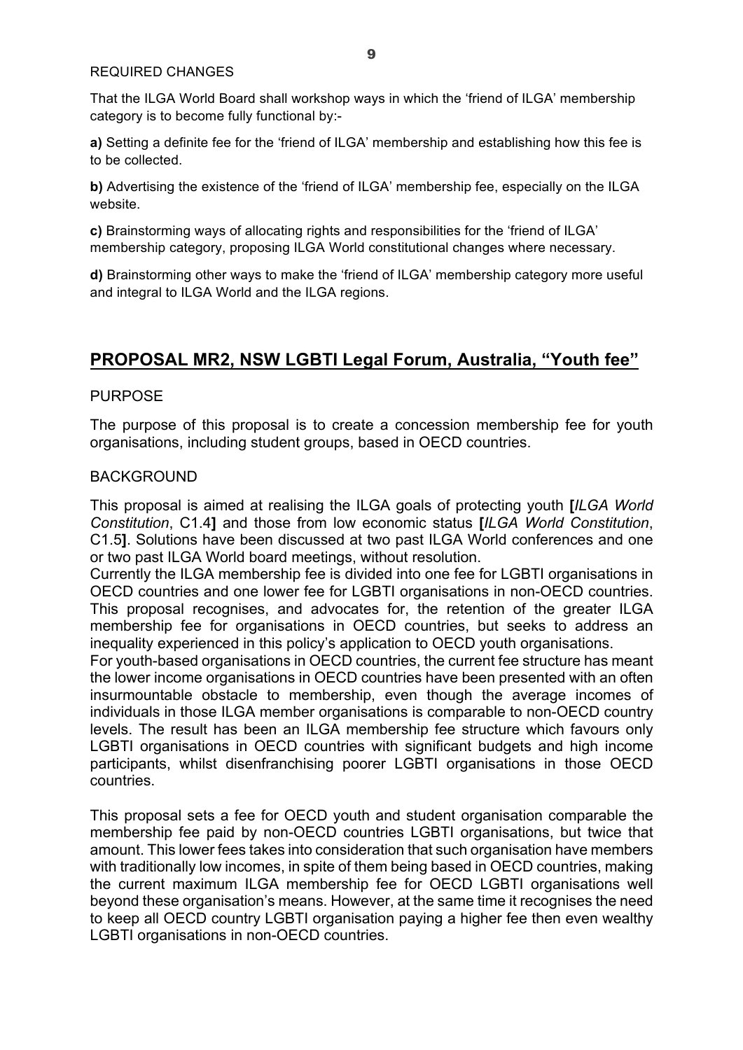REQUIRED CHANGES

That the ILGA World Board shall workshop ways in which the 'friend of ILGA' membership category is to become fully functional by:-

**a)** Setting a definite fee for the 'friend of ILGA' membership and establishing how this fee is to be collected.

**b)** Advertising the existence of the 'friend of ILGA' membership fee, especially on the ILGA website.

**c)** Brainstorming ways of allocating rights and responsibilities for the 'friend of ILGA' membership category, proposing ILGA World constitutional changes where necessary.

**d)** Brainstorming other ways to make the 'friend of ILGA' membership category more useful and integral to ILGA World and the ILGA regions.

## PROPOSAL MR2, NSW LGBTI Legal Forum, Australia, "Youth fee"

PURPOSE

The purpose of this proposal is to create a concession membership fee for youth organisations, including student groups, based in OECD countries.

BACKGROUND

This proposal is aimed at realising the ILGA goals of protecting youth **[***ILGA World Constitution*, C1.4**]** and those from low economic status **[***ILGA World Constitution*, C1.5**]**. Solutions have been discussed at two past ILGA World conferences and one or two past ILGA World board meetings, without resolution.

Currently the ILGA membership fee is divided into one fee for LGBTI organisations in OECD countries and one lower fee for LGBTI organisations in non-OECD countries. This proposal recognises, and advocates for, the retention of the greater ILGA membership fee for organisations in OECD countries, but seeks to address an inequality experienced in this policy's application to OECD youth organisations.

For youth-based organisations in OECD countries, the current fee structure has meant the lower income organisations in OECD countries have been presented with an often insurmountable obstacle to membership, even though the average incomes of individuals in those ILGA member organisations is comparable to non-OECD country levels. The result has been an ILGA membership fee structure which favours only LGBTI organisations in OECD countries with significant budgets and high income participants, whilst disenfranchising poorer LGBTI organisations in those OECD countries.

This proposal sets a fee for OECD youth and student organisation comparable the membership fee paid by non-OECD countries LGBTI organisations, but twice that amount. This lower fees takes into consideration that such organisation have members with traditionally low incomes, in spite of them being based in OECD countries, making the current maximum ILGA membership fee for OECD LGBTI organisations well beyond these organisation's means. However, at the same time it recognises the need to keep all OECD country LGBTI organisation paying a higher fee then even wealthy LGBTI organisations in non-OECD countries.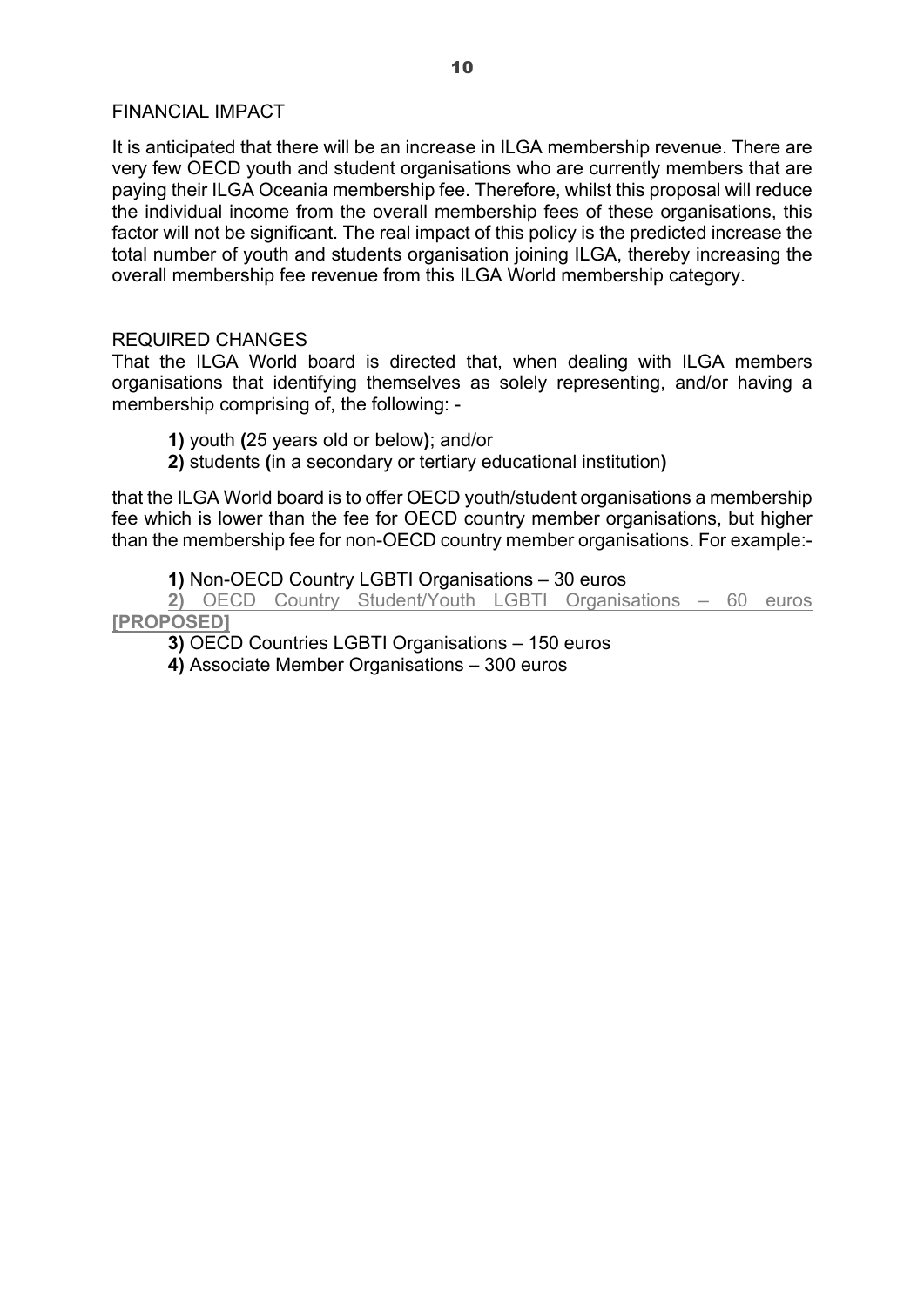FINANCIAL IMPACT

It is anticipated that there will be an increase in ILGA membership revenue. There are very few OECD youth and student organisations who are currently members that are paying their ILGA Oceania membership fee. Therefore, whilst this proposal will reduce the individual income from the overall membership fees of these organisations, this factor will not be significant. The real impact of this policy is the predicted increase the total number of youth and students organisation joining ILGA, thereby increasing the overall membership fee revenue from this ILGA World membership category.

REQUIRED CHANGES

That the ILGA World board is directed that, when dealing with ILGA members organisations that identifying themselves as solely representing, and/or having a membership comprising of, the following: -

**1)** youth **(**25 years old or below**)**; and/or
**2)** students **(**in a secondary or tertiary educational institution**)**

that the ILGA World board is to offer OECD youth/student organisations a membership fee which is lower than the fee for OECD country member organisations, but higher than the membership fee for non-OECD country member organisations. For example:-

**1)** Non-OECD Country LGBTI Organisations – 30 euros
**2)** OECD Country Student/Youth LGBTI Organisations – 60 euros **[PROPOSED]**
**3)** OECD Countries LGBTI Organisations – 150 euros
**4)** Associate Member Organisations – 300 euros